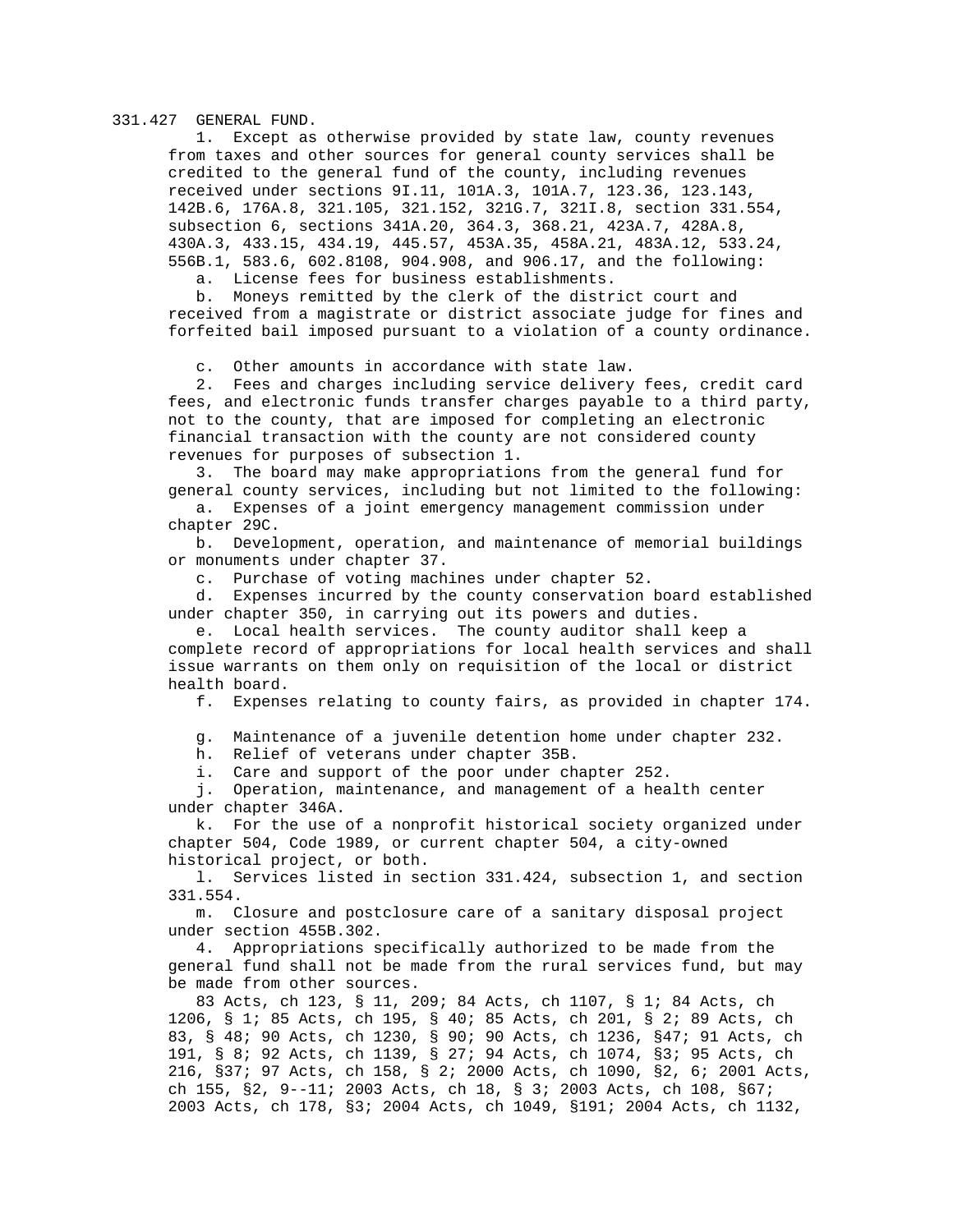331.427 GENERAL FUND.

1. Except as otherwise provided by state law, county revenues from taxes and other sources for general county services shall be credited to the general fund of the county, including revenues received under sections 9I.11, 101A.3, 101A.7, 123.36, 123.143, 142B.6, 176A.8, 321.105, 321.152, 321G.7, 321I.8, section 331.554, subsection 6, sections 341A.20, 364.3, 368.21, 423A.7, 428A.8, 430A.3, 433.15, 434.19, 445.57, 453A.35, 458A.21, 483A.12, 533.24, 556B.1, 583.6, 602.8108, 904.908, and 906.17, and the following:

a. License fees for business establishments.

b. Moneys remitted by the clerk of the district court and received from a magistrate or district associate judge for fines and forfeited bail imposed pursuant to a violation of a county ordinance.

c. Other amounts in accordance with state law.

2. Fees and charges including service delivery fees, credit card fees, and electronic funds transfer charges payable to a third party, not to the county, that are imposed for completing an electronic financial transaction with the county are not considered county revenues for purposes of subsection 1.

3. The board may make appropriations from the general fund for general county services, including but not limited to the following:

a. Expenses of a joint emergency management commission under chapter 29C.

b. Development, operation, and maintenance of memorial buildings or monuments under chapter 37.

c. Purchase of voting machines under chapter 52.

d. Expenses incurred by the county conservation board established under chapter 350, in carrying out its powers and duties.

e. Local health services. The county auditor shall keep a complete record of appropriations for local health services and shall issue warrants on them only on requisition of the local or district health board.

f. Expenses relating to county fairs, as provided in chapter 174.

g. Maintenance of a juvenile detention home under chapter 232.

h. Relief of veterans under chapter 35B.

i. Care and support of the poor under chapter 252.

j. Operation, maintenance, and management of a health center under chapter 346A.

k. For the use of a nonprofit historical society organized under chapter 504, Code 1989, or current chapter 504, a city-owned historical project, or both.

l. Services listed in section 331.424, subsection 1, and section 331.554.

m. Closure and postclosure care of a sanitary disposal project under section 455B.302.

4. Appropriations specifically authorized to be made from the general fund shall not be made from the rural services fund, but may be made from other sources.

83 Acts, ch 123, § 11, 209; 84 Acts, ch 1107, § 1; 84 Acts, ch 1206, § 1; 85 Acts, ch 195, § 40; 85 Acts, ch 201, § 2; 89 Acts, ch 83, § 48; 90 Acts, ch 1230, § 90; 90 Acts, ch 1236, §47; 91 Acts, ch 191, § 8; 92 Acts, ch 1139, § 27; 94 Acts, ch 1074, §3; 95 Acts, ch 216, §37; 97 Acts, ch 158, § 2; 2000 Acts, ch 1090, §2, 6; 2001 Acts, ch 155, §2, 9--11; 2003 Acts, ch 18, § 3; 2003 Acts, ch 108, §67; 2003 Acts, ch 178, §3; 2004 Acts, ch 1049, §191; 2004 Acts, ch 1132,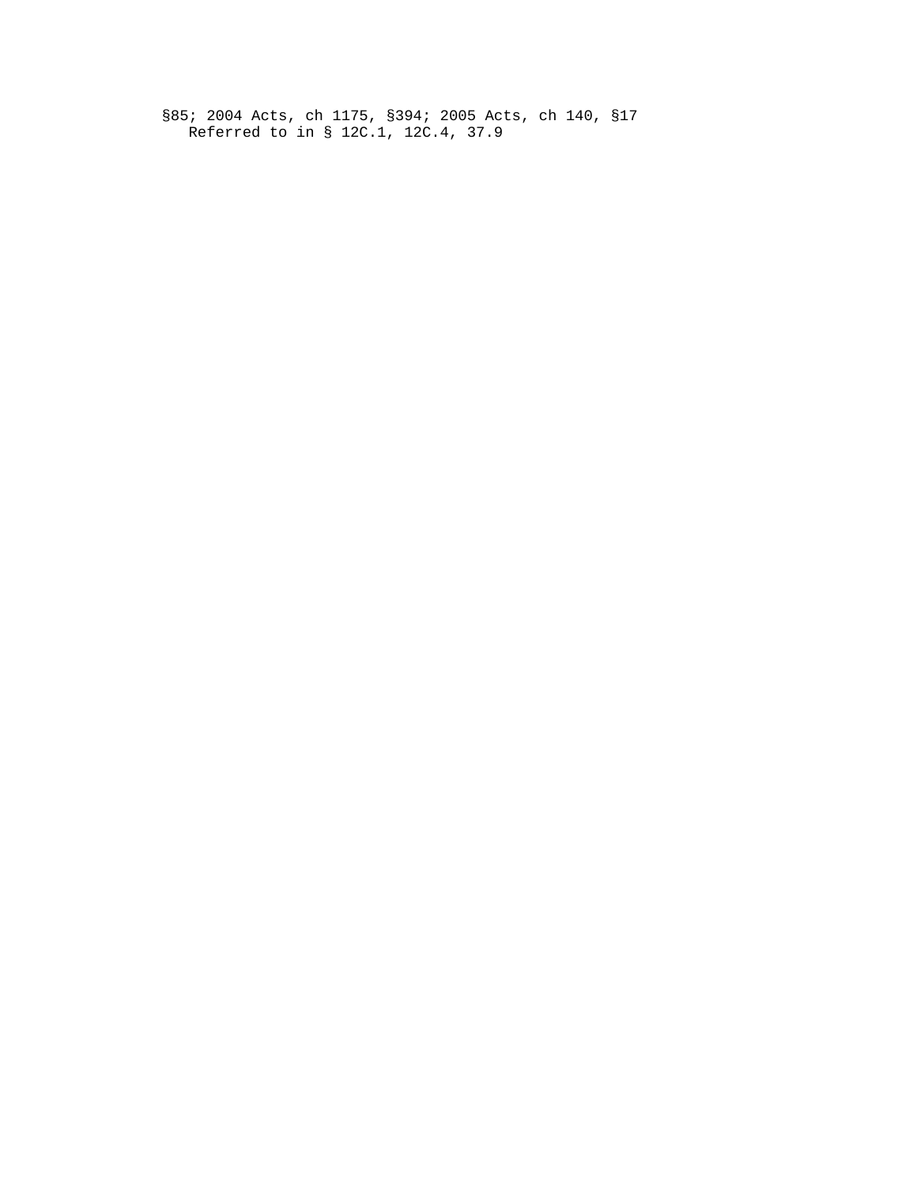§85; 2004 Acts, ch 1175, §394; 2005 Acts, ch 140, §17
Referred to in § 12C.1, 12C.4, 37.9